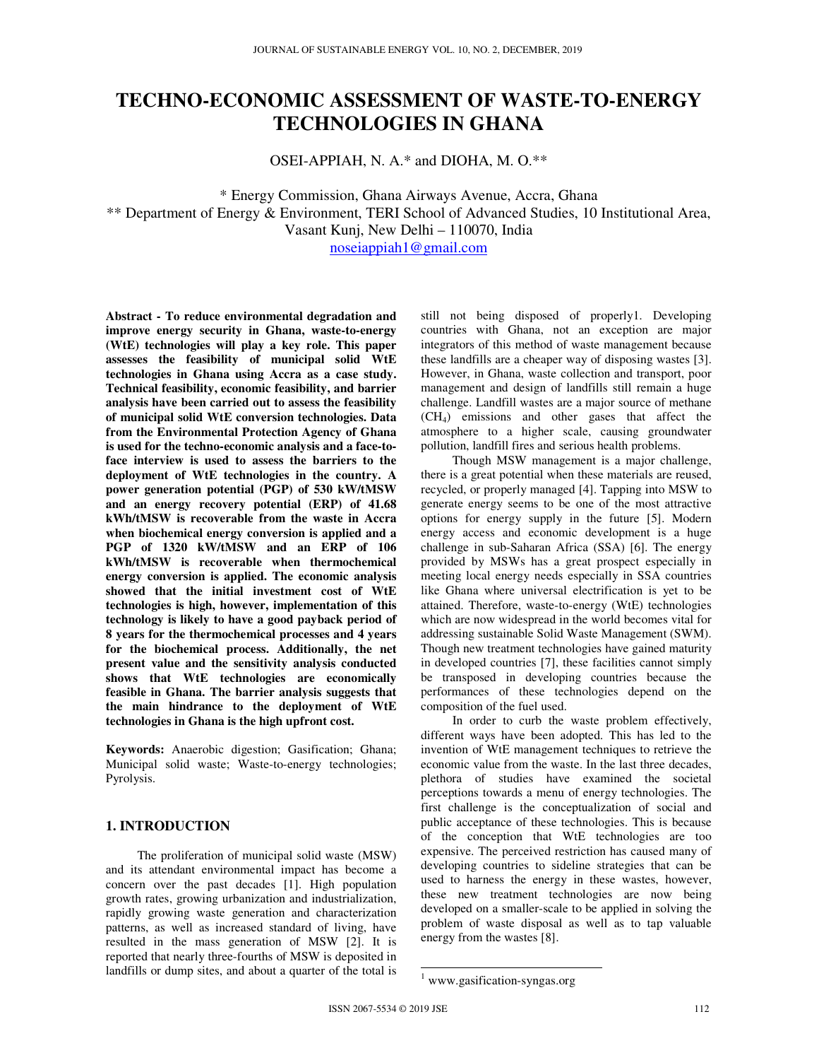# TECHNO-ECONOMIC ASSESSMENT OF WASTE-TO-ENERGY TECHNOLOGIES IN GHANA

OSEI-APPIAH, N. A.* and DIOHA, M. O.**

\* Energy Commission, Ghana Airways Avenue, Accra, Ghana
\*\* Department of Energy & Environment, TERI School of Advanced Studies, 10 Institutional Area, Vasant Kunj, New Delhi – 110070, India
noseiappiah1@gmail.com

**Abstract - To reduce environmental degradation and improve energy security in Ghana, waste-to-energy (WtE) technologies will play a key role. This paper assesses the feasibility of municipal solid WtE technologies in Ghana using Accra as a case study. Technical feasibility, economic feasibility, and barrier analysis have been carried out to assess the feasibility of municipal solid WtE conversion technologies. Data from the Environmental Protection Agency of Ghana is used for the techno-economic analysis and a face-to-face interview is used to assess the barriers to the deployment of WtE technologies in the country. A power generation potential (PGP) of 530 kW/tMSW and an energy recovery potential (ERP) of 41.68 kWh/tMSW is recoverable from the waste in Accra when biochemical energy conversion is applied and a PGP of 1320 kW/tMSW and an ERP of 106 kWh/tMSW is recoverable when thermochemical energy conversion is applied. The economic analysis showed that the initial investment cost of WtE technologies is high, however, implementation of this technology is likely to have a good payback period of 8 years for the thermochemical processes and 4 years for the biochemical process. Additionally, the net present value and the sensitivity analysis conducted shows that WtE technologies are economically feasible in Ghana. The barrier analysis suggests that the main hindrance to the deployment of WtE technologies in Ghana is the high upfront cost.**

**Keywords:** Anaerobic digestion; Gasification; Ghana; Municipal solid waste; Waste-to-energy technologies; Pyrolysis.

## 1. INTRODUCTION

The proliferation of municipal solid waste (MSW) and its attendant environmental impact has become a concern over the past decades [1]. High population growth rates, growing urbanization and industrialization, rapidly growing waste generation and characterization patterns, as well as increased standard of living, have resulted in the mass generation of MSW [2]. It is reported that nearly three-fourths of MSW is deposited in landfills or dump sites, and about a quarter of the total is still not being disposed of properly[1]. Developing countries with Ghana, not an exception are major integrators of this method of waste management because these landfills are a cheaper way of disposing wastes [3]. However, in Ghana, waste collection and transport, poor management and design of landfills still remain a huge challenge. Landfill wastes are a major source of methane ($CH_4$) emissions and other gases that affect the atmosphere to a higher scale, causing groundwater pollution, landfill fires and serious health problems.

Though MSW management is a major challenge, there is a great potential when these materials are reused, recycled, or properly managed [4]. Tapping into MSW to generate energy seems to be one of the most attractive options for energy supply in the future [5]. Modern energy access and economic development is a huge challenge in sub-Saharan Africa (SSA) [6]. The energy provided by MSWs has a great prospect especially in meeting local energy needs especially in SSA countries like Ghana where universal electrification is yet to be attained. Therefore, waste-to-energy (WtE) technologies which are now widespread in the world becomes vital for addressing sustainable Solid Waste Management (SWM). Though new treatment technologies have gained maturity in developed countries [7], these facilities cannot simply be transposed in developing countries because the performances of these technologies depend on the composition of the fuel used.

In order to curb the waste problem effectively, different ways have been adopted. This has led to the invention of WtE management techniques to retrieve the economic value from the waste. In the last three decades, plethora of studies have examined the societal perceptions towards a menu of energy technologies. The first challenge is the conceptualization of social and public acceptance of these technologies. This is because of the conception that WtE technologies are too expensive. The perceived restriction has caused many of developing countries to sideline strategies that can be used to harness the energy in these wastes, however, these new treatment technologies are now being developed on a smaller-scale to be applied in solving the problem of waste disposal as well as to tap valuable energy from the wastes [8].

[1] www.gasification-syngas.org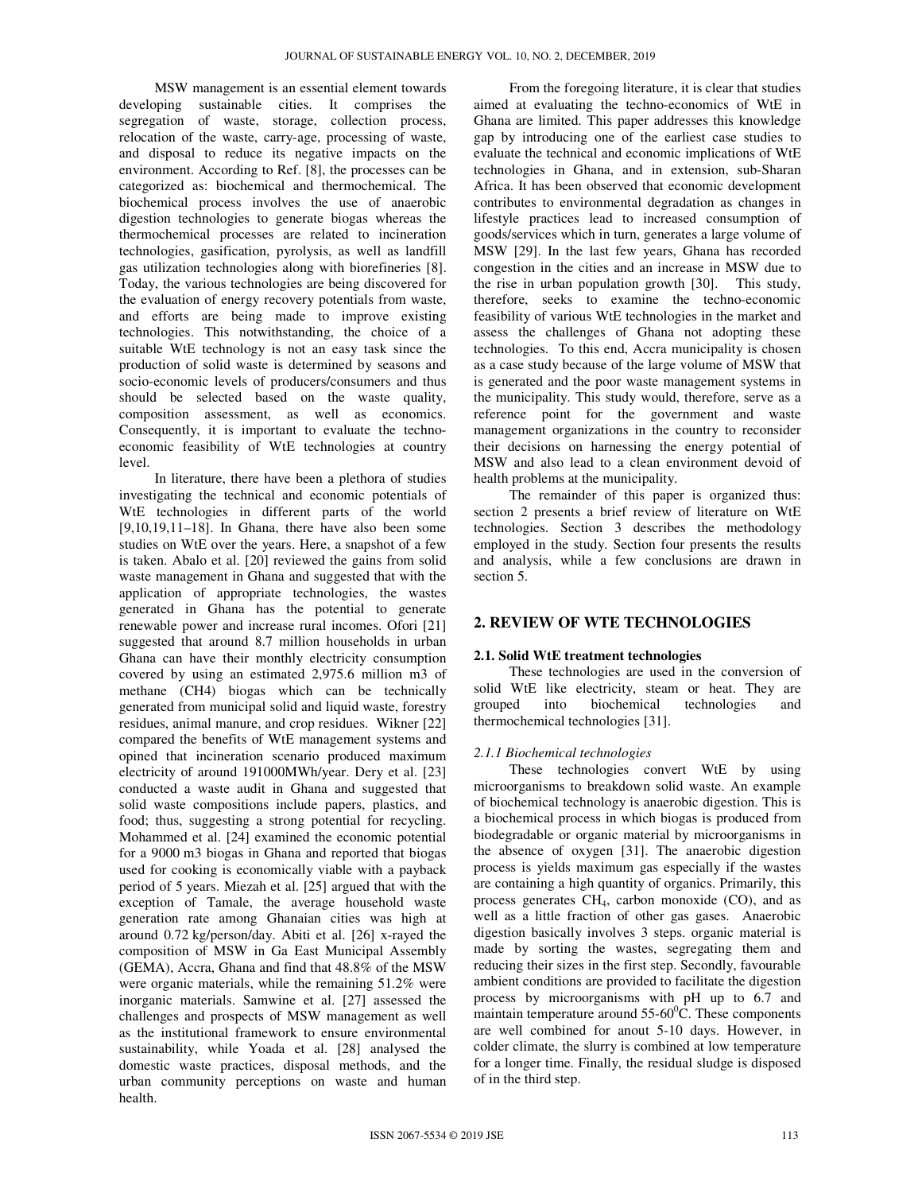MSW management is an essential element towards developing sustainable cities. It comprises the segregation of waste, storage, collection process, relocation of the waste, carry-age, processing of waste, and disposal to reduce its negative impacts on the environment. According to Ref. [8], the processes can be categorized as: biochemical and thermochemical. The biochemical process involves the use of anaerobic digestion technologies to generate biogas whereas the thermochemical processes are related to incineration technologies, gasification, pyrolysis, as well as landfill gas utilization technologies along with biorefineries [8]. Today, the various technologies are being discovered for the evaluation of energy recovery potentials from waste, and efforts are being made to improve existing technologies. This notwithstanding, the choice of a suitable WtE technology is not an easy task since the production of solid waste is determined by seasons and socio-economic levels of producers/consumers and thus should be selected based on the waste quality, composition assessment, as well as economics. Consequently, it is important to evaluate the techno-economic feasibility of WtE technologies at country level.

In literature, there have been a plethora of studies investigating the technical and economic potentials of WtE technologies in different parts of the world [9,10,19,11–18]. In Ghana, there have also been some studies on WtE over the years. Here, a snapshot of a few is taken. Abalo et al. [20] reviewed the gains from solid waste management in Ghana and suggested that with the application of appropriate technologies, the wastes generated in Ghana has the potential to generate renewable power and increase rural incomes. Ofori [21] suggested that around 8.7 million households in urban Ghana can have their monthly electricity consumption covered by using an estimated 2,975.6 million m3 of methane ($CH_4$) biogas which can be technically generated from municipal solid and liquid waste, forestry residues, animal manure, and crop residues. Wikner [22] compared the benefits of WtE management systems and opined that incineration scenario produced maximum electricity of around 191000MWh/year. Dery et al. [23] conducted a waste audit in Ghana and suggested that solid waste compositions include papers, plastics, and food; thus, suggesting a strong potential for recycling. Mohammed et al. [24] examined the economic potential for a 9000 m3 biogas in Ghana and reported that biogas used for cooking is economically viable with a payback period of 5 years. Miezah et al. [25] argued that with the exception of Tamale, the average household waste generation rate among Ghanaian cities was high at around 0.72 kg/person/day. Abiti et al. [26] x-rayed the composition of MSW in Ga East Municipal Assembly (GEMA), Accra, Ghana and find that 48.8% of the MSW were organic materials, while the remaining 51.2% were inorganic materials. Samwine et al. [27] assessed the challenges and prospects of MSW management as well as the institutional framework to ensure environmental sustainability, while Yoada et al. [28] analysed the domestic waste practices, disposal methods, and the urban community perceptions on waste and human health.

From the foregoing literature, it is clear that studies aimed at evaluating the techno-economics of WtE in Ghana are limited. This paper addresses this knowledge gap by introducing one of the earliest case studies to evaluate the technical and economic implications of WtE technologies in Ghana, and in extension, sub-Sharan Africa. It has been observed that economic development contributes to environmental degradation as changes in lifestyle practices lead to increased consumption of goods/services which in turn, generates a large volume of MSW [29]. In the last few years, Ghana has recorded congestion in the cities and an increase in MSW due to the rise in urban population growth [30]. This study, therefore, seeks to examine the techno-economic feasibility of various WtE technologies in the market and assess the challenges of Ghana not adopting these technologies. To this end, Accra municipality is chosen as a case study because of the large volume of MSW that is generated and the poor waste management systems in the municipality. This study would, therefore, serve as a reference point for the government and waste management organizations in the country to reconsider their decisions on harnessing the energy potential of MSW and also lead to a clean environment devoid of health problems at the municipality.

The remainder of this paper is organized thus: section 2 presents a brief review of literature on WtE technologies. Section 3 describes the methodology employed in the study. Section four presents the results and analysis, while a few conclusions are drawn in section 5.

## 2. REVIEW OF WTE TECHNOLOGIES

### 2.1. Solid WtE treatment technologies

These technologies are used in the conversion of solid WtE like electricity, steam or heat. They are grouped into biochemical technologies and thermochemical technologies [31].

#### *2.1.1 Biochemical technologies*

These technologies convert WtE by using microorganisms to breakdown solid waste. An example of biochemical technology is anaerobic digestion. This is a biochemical process in which biogas is produced from biodegradable or organic material by microorganisms in the absence of oxygen [31]. The anaerobic digestion process is yields maximum gas especially if the wastes are containing a high quantity of organics. Primarily, this process generates $CH_4$, carbon monoxide (CO), and as well as a little fraction of other gas gases. Anaerobic digestion basically involves 3 steps. organic material is made by sorting the wastes, segregating them and reducing their sizes in the first step. Secondly, favourable ambient conditions are provided to facilitate the digestion process by microorganisms with pH up to 6.7 and maintain temperature around 55-60$^0$C. These components are well combined for anout 5-10 days. However, in colder climate, the slurry is combined at low temperature for a longer time. Finally, the residual sludge is disposed of in the third step.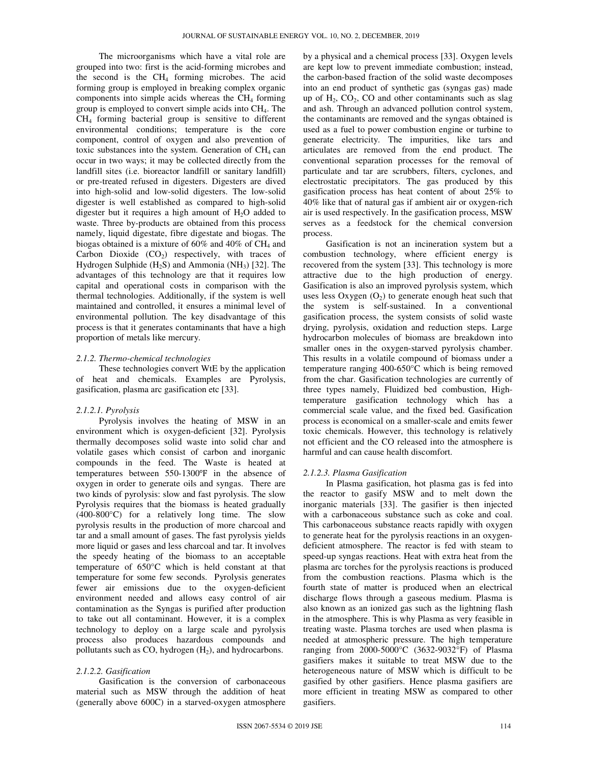The microorganisms which have a vital role are grouped into two: first is the acid-forming microbes and the second is the $CH_4$ forming microbes. The acid forming group is employed in breaking complex organic components into simple acids whereas the $CH_4$ forming group is employed to convert simple acids into $CH_4$. The $CH_4$ forming bacterial group is sensitive to different environmental conditions; temperature is the core component, control of oxygen and also prevention of toxic substances into the system. Generation of $CH_4$ can occur in two ways; it may be collected directly from the landfill sites (i.e. bioreactor landfill or sanitary landfill) or pre-treated refused in digesters. Digesters are dived into high-solid and low-solid digesters. The low-solid digester is well established as compared to high-solid digester but it requires a high amount of $H_2O$ added to waste. Three by-products are obtained from this process namely, liquid digestate, fibre digestate and biogas. The biogas obtained is a mixture of 60% and 40% of $CH_4$ and Carbon Dioxide ($CO_2$) respectively, with traces of Hydrogen Sulphide ($H_2S$) and Ammonia ($NH_3$) [32]. The advantages of this technology are that it requires low capital and operational costs in comparison with the thermal technologies. Additionally, if the system is well maintained and controlled, it ensures a minimal level of environmental pollution. The key disadvantage of this process is that it generates contaminants that have a high proportion of metals like mercury.

#### *2.1.2. Thermo-chemical technologies*

These technologies convert WtE by the application of heat and chemicals. Examples are Pyrolysis, gasification, plasma arc gasification etc [33].

##### *2.1.2.1. Pyrolysis*

Pyrolysis involves the heating of MSW in an environment which is oxygen-deficient [32]. Pyrolysis thermally decomposes solid waste into solid char and volatile gases which consist of carbon and inorganic compounds in the feed. The Waste is heated at temperatures between 550-1300°F in the absence of oxygen in order to generate oils and syngas. There are two kinds of pyrolysis: slow and fast pyrolysis. The slow Pyrolysis requires that the biomass is heated gradually (400-800°C) for a relatively long time. The slow pyrolysis results in the production of more charcoal and tar and a small amount of gases. The fast pyrolysis yields more liquid or gases and less charcoal and tar. It involves the speedy heating of the biomass to an acceptable temperature of 650°C which is held constant at that temperature for some few seconds. Pyrolysis generates fewer air emissions due to the oxygen-deficient environment needed and allows easy control of air contamination as the Syngas is purified after production to take out all contaminant. However, it is a complex technology to deploy on a large scale and pyrolysis process also produces hazardous compounds and pollutants such as CO, hydrogen ($H_2$), and hydrocarbons.

##### *2.1.2.2. Gasification*

Gasification is the conversion of carbonaceous material such as MSW through the addition of heat (generally above 600C) in a starved-oxygen atmosphere by a physical and a chemical process [33]. Oxygen levels are kept low to prevent immediate combustion; instead, the carbon-based fraction of the solid waste decomposes into an end product of synthetic gas (syngas gas) made up of $H_2$, $CO_2$, CO and other contaminants such as slag and ash. Through an advanced pollution control system, the contaminants are removed and the syngas obtained is used as a fuel to power combustion engine or turbine to generate electricity. The impurities, like tars and articulates are removed from the end product. The conventional separation processes for the removal of particulate and tar are scrubbers, filters, cyclones, and electrostatic precipitators. The gas produced by this gasification process has heat content of about 25% to 40% like that of natural gas if ambient air or oxygen-rich air is used respectively. In the gasification process, MSW serves as a feedstock for the chemical conversion process.

Gasification is not an incineration system but a combustion technology, where efficient energy is recovered from the system [33]. This technology is more attractive due to the high production of energy. Gasification is also an improved pyrolysis system, which uses less Oxygen ($O_2$) to generate enough heat such that the system is self-sustained. In a conventional gasification process, the system consists of solid waste drying, pyrolysis, oxidation and reduction steps. Large hydrocarbon molecules of biomass are breakdown into smaller ones in the oxygen-starved pyrolysis chamber. This results in a volatile compound of biomass under a temperature ranging 400-650°C which is being removed from the char. Gasification technologies are currently of three types namely, Fluidized bed combustion, High-temperature gasification technology which has a commercial scale value, and the fixed bed. Gasification process is economical on a smaller-scale and emits fewer toxic chemicals. However, this technology is relatively not efficient and the CO released into the atmosphere is harmful and can cause health discomfort.

##### *2.1.2.3. Plasma Gasification*

In Plasma gasification, hot plasma gas is fed into the reactor to gasify MSW and to melt down the inorganic materials [33]. The gasifier is then injected with a carbonaceous substance such as coke and coal. This carbonaceous substance reacts rapidly with oxygen to generate heat for the pyrolysis reactions in an oxygen-deficient atmosphere. The reactor is fed with steam to speed-up syngas reactions. Heat with extra heat from the plasma arc torches for the pyrolysis reactions is produced from the combustion reactions. Plasma which is the fourth state of matter is produced when an electrical discharge flows through a gaseous medium. Plasma is also known as an ionized gas such as the lightning flash in the atmosphere. This is why Plasma as very feasible in treating waste. Plasma torches are used when plasma is needed at atmospheric pressure. The high temperature ranging from 2000-5000°C (3632-9032°F) of Plasma gasifiers makes it suitable to treat MSW due to the heterogeneous nature of MSW which is difficult to be gasified by other gasifiers. Hence plasma gasifiers are more efficient in treating MSW as compared to other gasifiers.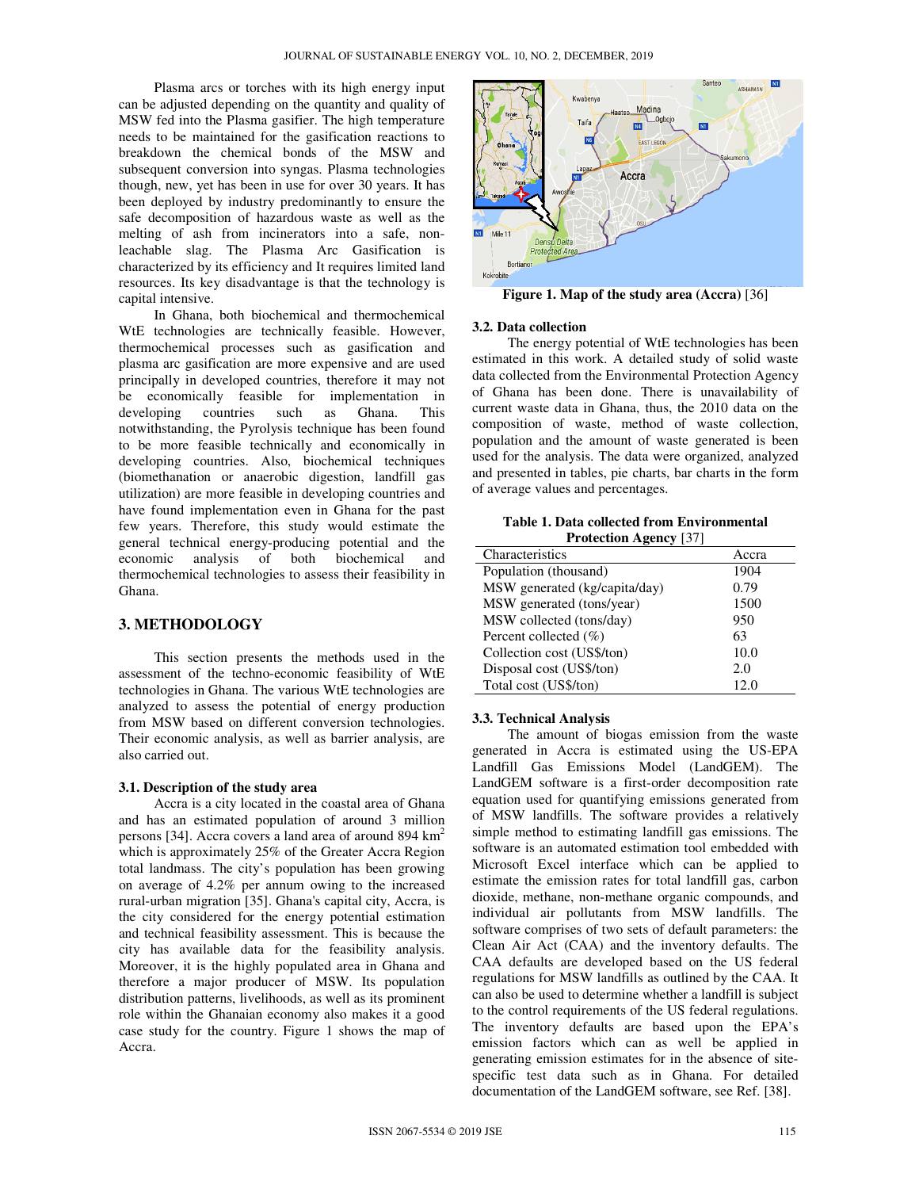Plasma arcs or torches with its high energy input can be adjusted depending on the quantity and quality of MSW fed into the Plasma gasifier. The high temperature needs to be maintained for the gasification reactions to breakdown the chemical bonds of the MSW and subsequent conversion into syngas. Plasma technologies though, new, yet has been in use for over 30 years. It has been deployed by industry predominantly to ensure the safe decomposition of hazardous waste as well as the melting of ash from incinerators into a safe, non-leachable slag. The Plasma Arc Gasification is characterized by its efficiency and It requires limited land resources. Its key disadvantage is that the technology is capital intensive.

In Ghana, both biochemical and thermochemical WtE technologies are technically feasible. However, thermochemical processes such as gasification and plasma arc gasification are more expensive and are used principally in developed countries, therefore it may not be economically feasible for implementation in developing countries such as Ghana. This notwithstanding, the Pyrolysis technique has been found to be more feasible technically and economically in developing countries. Also, biochemical techniques (biomethanation or anaerobic digestion, landfill gas utilization) are more feasible in developing countries and have found implementation even in Ghana for the past few years. Therefore, this study would estimate the general technical energy-producing potential and the economic analysis of both biochemical and thermochemical technologies to assess their feasibility in Ghana.

## 3. METHODOLOGY

This section presents the methods used in the assessment of the techno-economic feasibility of WtE technologies in Ghana. The various WtE technologies are analyzed to assess the potential of energy production from MSW based on different conversion technologies. Their economic analysis, as well as barrier analysis, are also carried out.

### 3.1. Description of the study area

Accra is a city located in the coastal area of Ghana and has an estimated population of around 3 million persons [34]. Accra covers a land area of around 894 km$^2$ which is approximately 25% of the Greater Accra Region total landmass. The city's population has been growing on average of 4.2% per annum owing to the increased rural-urban migration [35]. Ghana's capital city, Accra, is the city considered for the energy potential estimation and technical feasibility assessment. This is because the city has available data for the feasibility analysis. Moreover, it is the highly populated area in Ghana and therefore a major producer of MSW. Its population distribution patterns, livelihoods, as well as its prominent role within the Ghanaian economy also makes it a good case study for the country. Figure 1 shows the map of Accra.

**Figure 1. Map of the study area (Accra)** [36]

### 3.2. Data collection

The energy potential of WtE technologies has been estimated in this work. A detailed study of solid waste data collected from the Environmental Protection Agency of Ghana has been done. There is unavailability of current waste data in Ghana, thus, the 2010 data on the composition of waste, method of waste collection, population and the amount of waste generated is been used for the analysis. The data were organized, analyzed and presented in tables, pie charts, bar charts in the form of average values and percentages.

**Table 1. Data collected from Environmental Protection Agency** [37]

| Characteristics | Accra |
|---|---|
| Population (thousand) | 1904 |
| MSW generated (kg/capita/day) | 0.79 |
| MSW generated (tons/year) | 1500 |
| MSW collected (tons/day) | 950 |
| Percent collected (%) | 63 |
| Collection cost (US$/ton) | 10.0 |
| Disposal cost (US$/ton) | 2.0 |
| Total cost (US$/ton) | 12.0 |

### 3.3. Technical Analysis

The amount of biogas emission from the waste generated in Accra is estimated using the US-EPA Landfill Gas Emissions Model (LandGEM). The LandGEM software is a first-order decomposition rate equation used for quantifying emissions generated from of MSW landfills. The software provides a relatively simple method to estimating landfill gas emissions. The software is an automated estimation tool embedded with Microsoft Excel interface which can be applied to estimate the emission rates for total landfill gas, carbon dioxide, methane, non-methane organic compounds, and individual air pollutants from MSW landfills. The software comprises of two sets of default parameters: the Clean Air Act (CAA) and the inventory defaults. The CAA defaults are developed based on the US federal regulations for MSW landfills as outlined by the CAA. It can also be used to determine whether a landfill is subject to the control requirements of the US federal regulations. The inventory defaults are based upon the EPA's emission factors which can as well be applied in generating emission estimates for in the absence of site-specific test data such as in Ghana. For detailed documentation of the LandGEM software, see Ref. [38].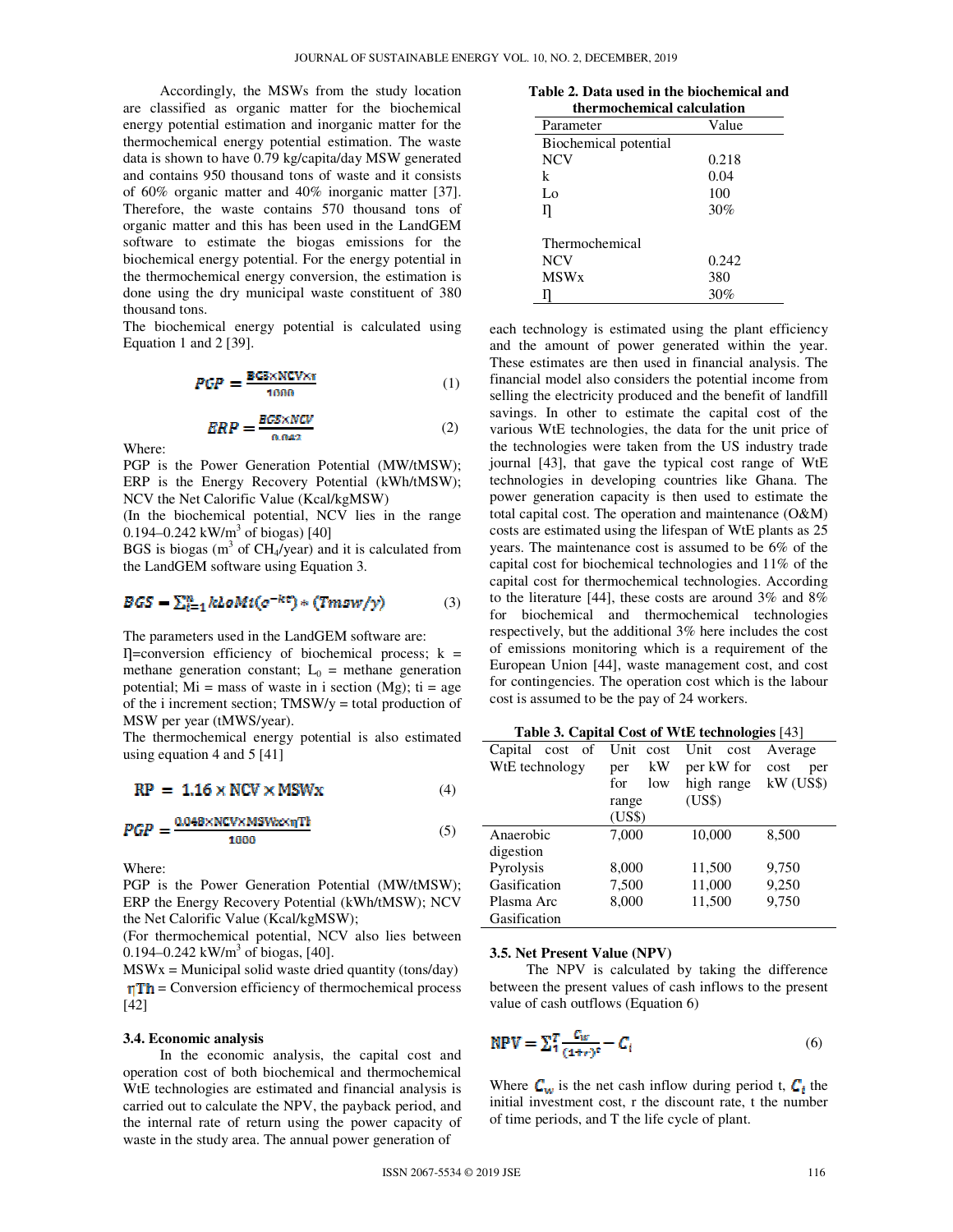Accordingly, the MSWs from the study location are classified as organic matter for the biochemical energy potential estimation and inorganic matter for the thermochemical energy potential estimation. The waste data is shown to have 0.79 kg/capita/day MSW generated and contains 950 thousand tons of waste and it consists of 60% organic matter and 40% inorganic matter [37]. Therefore, the waste contains 570 thousand tons of organic matter and this has been used in the LandGEM software to estimate the biogas emissions for the biochemical energy potential. For the energy potential in the thermochemical energy conversion, the estimation is done using the dry municipal waste constituent of 380 thousand tons.

The biochemical energy potential is calculated using Equation 1 and 2 [39].

$$PGP = \frac{BGS \times NCV \times \eta}{1000} \quad (1)$$

$$ERP = \frac{BGS \times NCV}{0.043} \quad (2)$$

Where:

PGP is the Power Generation Potential (MW/tMSW); ERP is the Energy Recovery Potential (kWh/tMSW); NCV the Net Calorific Value (Kcal/kgMSW)

(In the biochemical potential, NCV lies in the range 0.194–0.242 kW/m$^3$ of biogas) [40]

BGS is biogas (m$^3$ of $CH_4$/year) and it is calculated from the LandGEM software using Equation 3.

$$BGS = \sum_{i=1}^{n} kLoMi(e^{-kt_i}) * (Tmsw/y) \quad (3)$$

The parameters used in the LandGEM software are:

$\eta$=conversion efficiency of biochemical process; k = methane generation constant; $L_0$ = methane generation potential; Mi = mass of waste in i section (Mg); ti = age of the i increment section; TMSW/y = total production of MSW per year (tMWS/year).

The thermochemical energy potential is also estimated using equation 4 and 5 [41]

$$RP = 1.16 \times NCV \times MSWx \quad (4)$$

$$PGP = \frac{0.048 \times NCV \times MSWx \times \eta Th}{1000} \quad (5)$$

Where:

PGP is the Power Generation Potential (MW/tMSW); ERP the Energy Recovery Potential (kWh/tMSW); NCV the Net Calorific Value (Kcal/kgMSW);

(For thermochemical potential, NCV also lies between 0.194–0.242 kW/m$^3$ of biogas, [40].

MSWx = Municipal solid waste dried quantity (tons/day)

$\eta Th$ = Conversion efficiency of thermochemical process [42]

### 3.4. Economic analysis

In the economic analysis, the capital cost and operation cost of both biochemical and thermochemical WtE technologies are estimated and financial analysis is carried out to calculate the NPV, the payback period, and the internal rate of return using the power capacity of waste in the study area. The annual power generation of each technology is estimated using the plant efficiency and the amount of power generated within the year. These estimates are then used in financial analysis. The financial model also considers the potential income from selling the electricity produced and the benefit of landfill savings. In other to estimate the capital cost of the various WtE technologies, the data for the unit price of the technologies were taken from the US industry trade journal [43], that gave the typical cost range of WtE technologies in developing countries like Ghana. The power generation capacity is then used to estimate the total capital cost. The operation and maintenance (O&M) costs are estimated using the lifespan of WtE plants as 25 years. The maintenance cost is assumed to be 6% of the capital cost for biochemical technologies and 11% of the capital cost for thermochemical technologies. According to the literature [44], these costs are around 3% and 8% for biochemical and thermochemical technologies respectively, but the additional 3% here includes the cost of emissions monitoring which is a requirement of the European Union [44], waste management cost, and cost for contingencies. The operation cost which is the labour cost is assumed to be the pay of 24 workers.

**Table 2. Data used in the biochemical and thermochemical calculation**

| Parameter | Value |
|---|---|
| Biochemical potential | |
| NCV | 0.218 |
| k | 0.04 |
| Lo | 100 |
| $\eta$ | 30% |
| | |
| Thermochemical | |
| NCV | 0.242 |
| MSWx | 380 |
| $\eta$ | 30% |

**Table 3. Capital Cost of WtE technologies** [43]

| Capital cost of WtE technology | Unit cost per kW for low range (US$) | Unit cost per kW for high range (US$) | Average cost per kW (US$) |
|---|---|---|---|
| Anaerobic digestion | 7,000 | 10,000 | 8,500 |
| Pyrolysis | 8,000 | 11,500 | 9,750 |
| Gasification | 7,500 | 11,000 | 9,250 |
| Plasma Arc Gasification | 8,000 | 11,500 | 9,750 |

### 3.5. Net Present Value (NPV)

The NPV is calculated by taking the difference between the present values of cash inflows to the present value of cash outflows (Equation 6)

$$NPV = \sum_{1}^{T} \frac{C_w}{(1+r)^t} - C_i \quad (6)$$

Where $C_w$ is the net cash inflow during period t, $C_i$ the initial investment cost, r the discount rate, t the number of time periods, and T the life cycle of plant.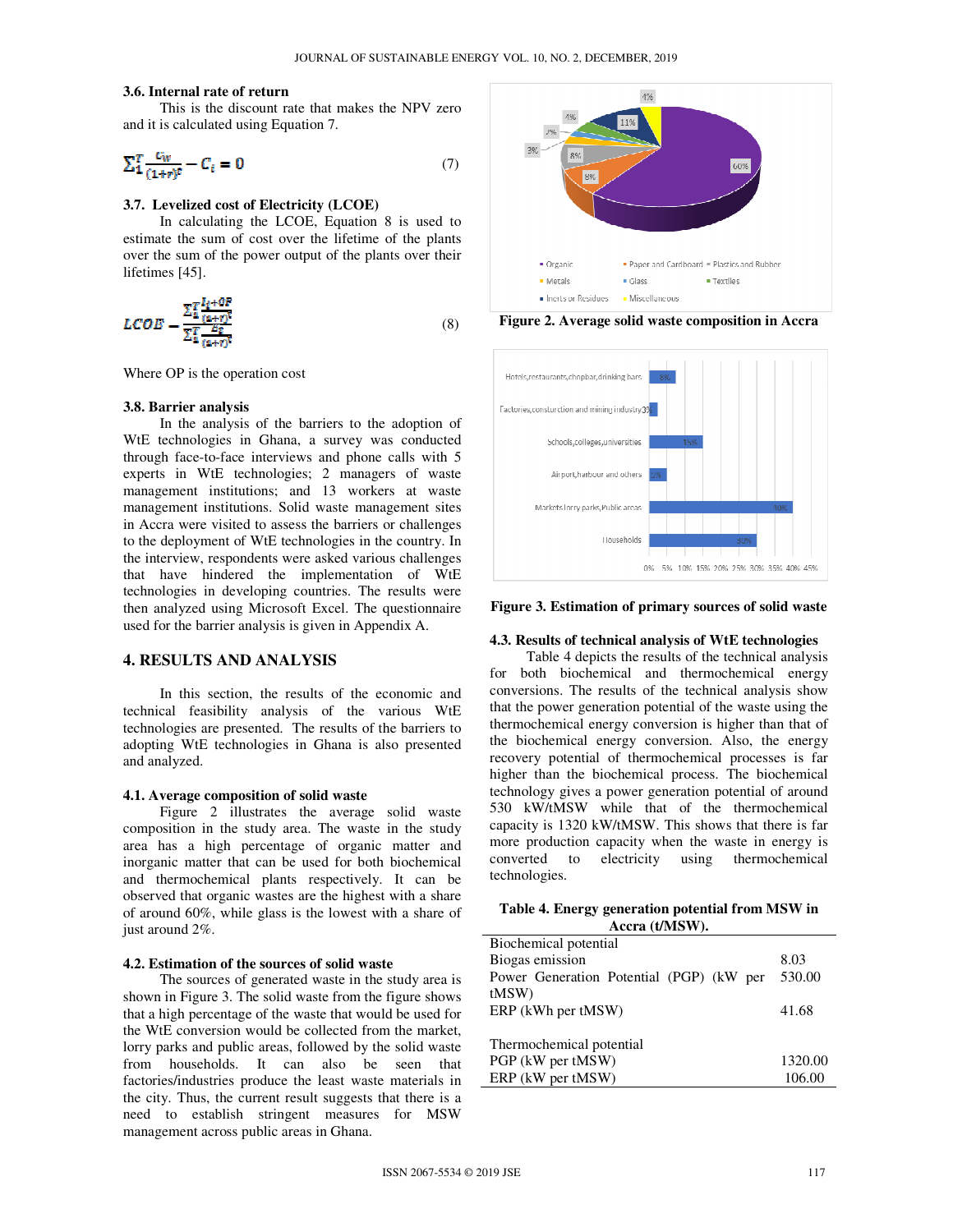### 3.6. Internal rate of return

This is the discount rate that makes the NPV zero and it is calculated using Equation 7.

$$\sum_1^T \frac{C_W}{(1+r)^t} - C_i = 0 \tag{7}$$

### 3.7. Levelized cost of Electricity (LCOE)

In calculating the LCOE, Equation 8 is used to estimate the sum of cost over the lifetime of the plants over the sum of the power output of the plants over their lifetimes [45].

$$LCOE = \frac{\sum_1^T \frac{I_t + OP}{(1+r)^t}}{\sum_1^T \frac{E_t}{(1+r)^t}} \tag{8}$$

Where OP is the operation cost

### 3.8. Barrier analysis

In the analysis of the barriers to the adoption of WtE technologies in Ghana, a survey was conducted through face-to-face interviews and phone calls with 5 experts in WtE technologies; 2 managers of waste management institutions; and 13 workers at waste management institutions. Solid waste management sites in Accra were visited to assess the barriers or challenges to the deployment of WtE technologies in the country. In the interview, respondents were asked various challenges that have hindered the implementation of WtE technologies in developing countries. The results were then analyzed using Microsoft Excel. The questionnaire used for the barrier analysis is given in Appendix A.

## 4. RESULTS AND ANALYSIS

In this section, the results of the economic and technical feasibility analysis of the various WtE technologies are presented. The results of the barriers to adopting WtE technologies in Ghana is also presented and analyzed.

### 4.1. Average composition of solid waste

Figure 2 illustrates the average solid waste composition in the study area. The waste in the study area has a high percentage of organic matter and inorganic matter that can be used for both biochemical and thermochemical plants respectively. It can be observed that organic wastes are the highest with a share of around 60%, while glass is the lowest with a share of just around 2%.

### 4.2. Estimation of the sources of solid waste

The sources of generated waste in the study area is shown in Figure 3. The solid waste from the figure shows that a high percentage of the waste that would be used for the WtE conversion would be collected from the market, lorry parks and public areas, followed by the solid waste from households. It can also be seen that factories/industries produce the least waste materials in the city. Thus, the current result suggests that there is a need to establish stringent measures for MSW management across public areas in Ghana.

**Figure 2. Average solid waste composition in Accra**

**Figure 3. Estimation of primary sources of solid waste**

### 4.3. Results of technical analysis of WtE technologies

Table 4 depicts the results of the technical analysis for both biochemical and thermochemical energy conversions. The results of the technical analysis show that the power generation potential of the waste using the thermochemical energy conversion is higher than that of the biochemical energy conversion. Also, the energy recovery potential of thermochemical processes is far higher than the biochemical process. The biochemical technology gives a power generation potential of around 530 kW/tMSW while that of the thermochemical capacity is 1320 kW/tMSW. This shows that there is far more production capacity when the waste in energy is converted to electricity using thermochemical technologies.

**Table 4. Energy generation potential from MSW in Accra (t/MSW).**

| | |
|---|---|
| Biochemical potential | |
| Biogas emission | 8.03 |
| Power Generation Potential (PGP) (kW per tMSW) | 530.00 |
| ERP (kWh per tMSW) | 41.68 |
| | |
| Thermochemical potential | |
| PGP (kW per tMSW) | 1320.00 |
| ERP (kW per tMSW) | 106.00 |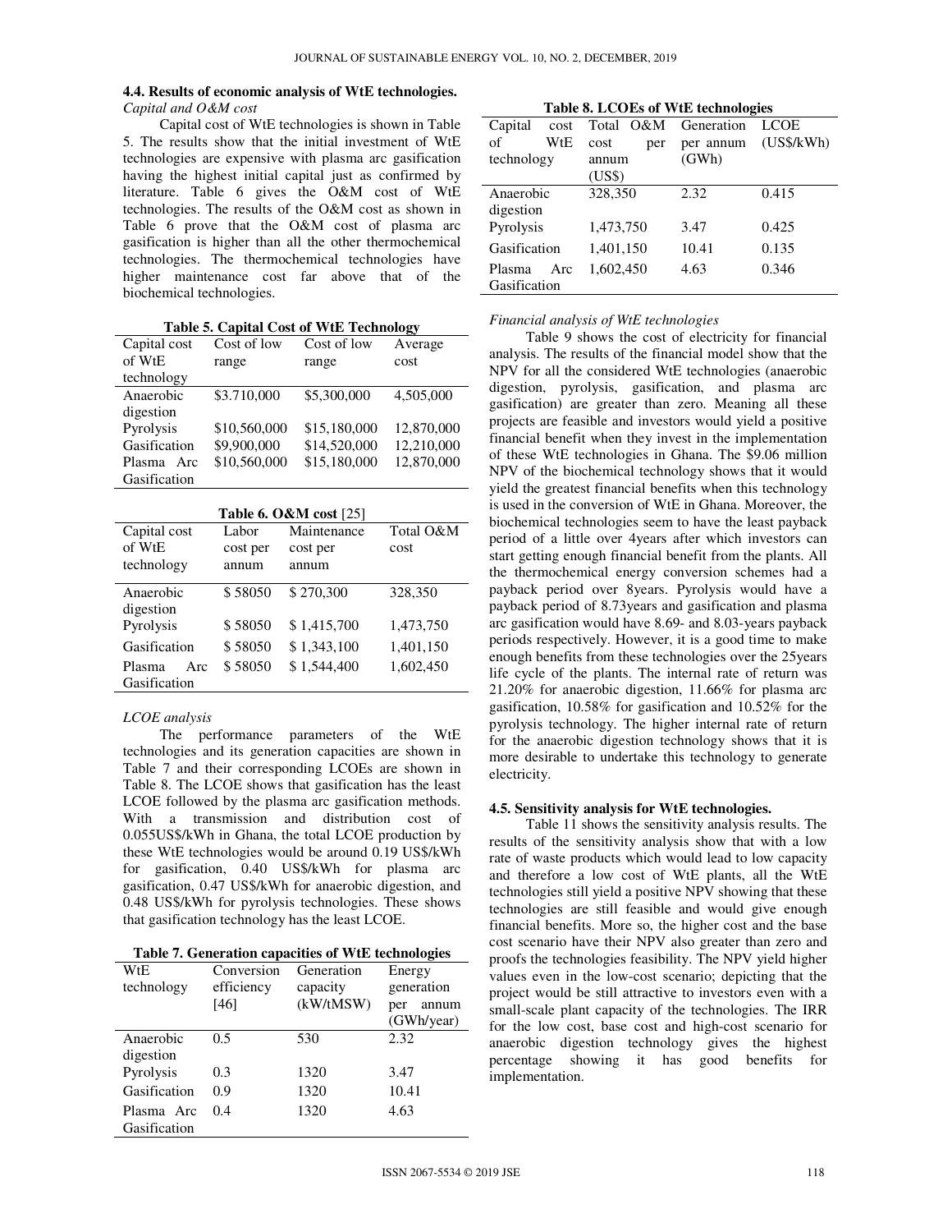### 4.4. Results of economic analysis of WtE technologies.

*Capital and O&M cost*

Capital cost of WtE technologies is shown in Table 5. The results show that the initial investment of WtE technologies are expensive with plasma arc gasification having the highest initial capital just as confirmed by literature. Table 6 gives the O&M cost of WtE technologies. The results of the O&M cost as shown in Table 6 prove that the O&M cost of plasma arc gasification is higher than all the other thermochemical technologies. The thermochemical technologies have higher maintenance cost far above that of the biochemical technologies.

**Table 5. Capital Cost of WtE Technology**

| Capital cost of WtE technology | Cost of low range | Cost of low range | Average cost |
|---|---|---|---|
| Anaerobic digestion | $3.710,000 | $5,300,000 | 4,505,000 |
| Pyrolysis | $10,560,000 | $15,180,000 | 12,870,000 |
| Gasification | $9,900,000 | $14,520,000 | 12,210,000 |
| Plasma Arc Gasification | $10,560,000 | $15,180,000 | 12,870,000 |

**Table 6. O&M cost** [25]

| Capital cost of WtE technology | Labor cost per annum | Maintenance cost per annum | Total O&M cost |
|---|---|---|---|
| Anaerobic digestion | $ 58050 | $ 270,300 | 328,350 |
| Pyrolysis | $ 58050 | $ 1,415,700 | 1,473,750 |
| Gasification | $ 58050 | $ 1,343,100 | 1,401,150 |
| Plasma Arc Gasification | $ 58050 | $ 1,544,400 | 1,602,450 |

*LCOE analysis*

The performance parameters of the WtE technologies and its generation capacities are shown in Table 7 and their corresponding LCOEs are shown in Table 8. The LCOE shows that gasification has the least LCOE followed by the plasma arc gasification methods. With a transmission and distribution cost of 0.055US$/kWh in Ghana, the total LCOE production by these WtE technologies would be around 0.19 US$/kWh for gasification, 0.40 US$/kWh for plasma arc gasification, 0.47 US$/kWh for anaerobic digestion, and 0.48 US$/kWh for pyrolysis technologies. These shows that gasification technology has the least LCOE.

**Table 7. Generation capacities of WtE technologies**

| WtE technology | Conversion efficiency [46] | Generation capacity (kW/tMSW) | Energy generation per annum (GWh/year) |
|---|---|---|---|
| Anaerobic digestion | 0.5 | 530 | 2.32 |
| Pyrolysis | 0.3 | 1320 | 3.47 |
| Gasification | 0.9 | 1320 | 10.41 |
| Plasma Arc Gasification | 0.4 | 1320 | 4.63 |

**Table 8. LCOEs of WtE technologies**

| Capital cost of WtE technology | Total O&M cost per annum (US$) | Generation per annum (GWh) | LCOE (US$/kWh) |
|---|---|---|---|
| Anaerobic digestion | 328,350 | 2.32 | 0.415 |
| Pyrolysis | 1,473,750 | 3.47 | 0.425 |
| Gasification | 1,401,150 | 10.41 | 0.135 |
| Plasma Arc Gasification | 1,602,450 | 4.63 | 0.346 |

*Financial analysis of WtE technologies*

Table 9 shows the cost of electricity for financial analysis. The results of the financial model show that the NPV for all the considered WtE technologies (anaerobic digestion, pyrolysis, gasification, and plasma arc gasification) are greater than zero. Meaning all these projects are feasible and investors would yield a positive financial benefit when they invest in the implementation of these WtE technologies in Ghana. The $9.06 million NPV of the biochemical technology shows that it would yield the greatest financial benefits when this technology is used in the conversion of WtE in Ghana. Moreover, the biochemical technologies seem to have the least payback period of a little over 4years after which investors can start getting enough financial benefit from the plants. All the thermochemical energy conversion schemes had a payback period over 8years. Pyrolysis would have a payback period of 8.73years and gasification and plasma arc gasification would have 8.69- and 8.03-years payback periods respectively. However, it is a good time to make enough benefits from these technologies over the 25years life cycle of the plants. The internal rate of return was 21.20% for anaerobic digestion, 11.66% for plasma arc gasification, 10.58% for gasification and 10.52% for the pyrolysis technology. The higher internal rate of return for the anaerobic digestion technology shows that it is more desirable to undertake this technology to generate electricity.

### 4.5. Sensitivity analysis for WtE technologies.

Table 11 shows the sensitivity analysis results. The results of the sensitivity analysis show that with a low rate of waste products which would lead to low capacity and therefore a low cost of WtE plants, all the WtE technologies still yield a positive NPV showing that these technologies are still feasible and would give enough financial benefits. More so, the higher cost and the base cost scenario have their NPV also greater than zero and proofs the technologies feasibility. The NPV yield higher values even in the low-cost scenario; depicting that the project would be still attractive to investors even with a small-scale plant capacity of the technologies. The IRR for the low cost, base cost and high-cost scenario for anaerobic digestion technology gives the highest percentage showing it has good benefits for implementation.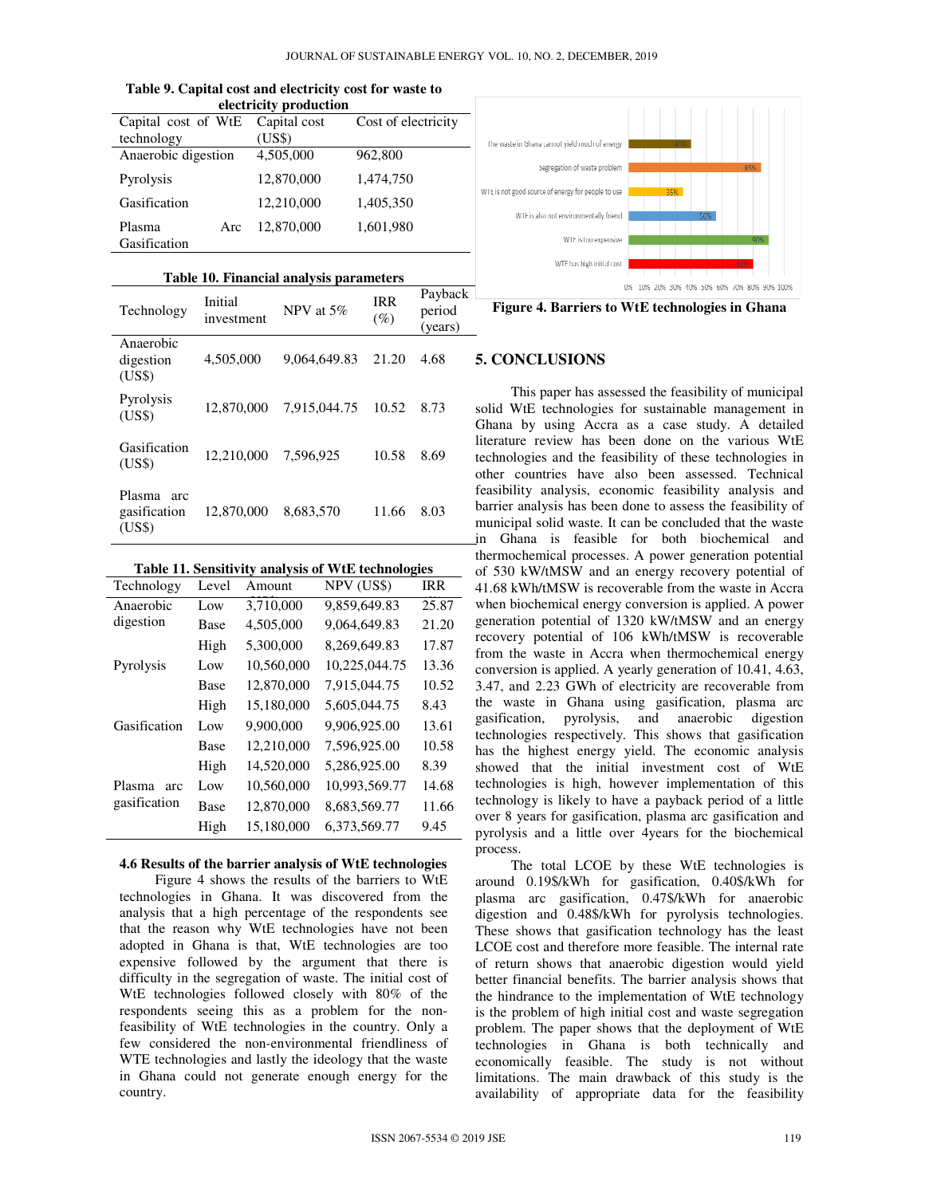**Table 9. Capital cost and electricity cost for waste to electricity production**

| Capital cost of WtE technology | Capital cost (US$) | Cost of electricity |
|---|---|---|
| Anaerobic digestion | 4,505,000 | 962,800 |
| Pyrolysis | 12,870,000 | 1,474,750 |
| Gasification | 12,210,000 | 1,405,350 |
| Plasma Arc Gasification | 12,870,000 | 1,601,980 |

**Table 10. Financial analysis parameters**

| Technology | Initial investment | NPV at 5% | IRR (%) | Payback period (years) |
|---|---|---|---|---|
| Anaerobic digestion (US$) | 4,505,000 | 9,064,649.83 | 21.20 | 4.68 |
| Pyrolysis (US$) | 12,870,000 | 7,915,044.75 | 10.52 | 8.73 |
| Gasification (US$) | 12,210,000 | 7,596,925 | 10.58 | 8.69 |
| Plasma arc gasification (US$) | 12,870,000 | 8,683,570 | 11.66 | 8.03 |

**Table 11. Sensitivity analysis of WtE technologies**

| Technology | Level | Amount | NPV (US$) | IRR |
|---|---|---|---|---|
| Anaerobic digestion | Low | 3,710,000 | 9,859,649.83 | 25.87 |
| | Base | 4,505,000 | 9,064,649.83 | 21.20 |
| | High | 5,300,000 | 8,269,649.83 | 17.87 |
| Pyrolysis | Low | 10,560,000 | 10,225,044.75 | 13.36 |
| | Base | 12,870,000 | 7,915,044.75 | 10.52 |
| | High | 15,180,000 | 5,605,044.75 | 8.43 |
| Gasification | Low | 9,900,000 | 9,906,925.00 | 13.61 |
| | Base | 12,210,000 | 7,596,925.00 | 10.58 |
| | High | 14,520,000 | 5,286,925.00 | 8.39 |
| Plasma arc gasification | Low | 10,560,000 | 10,993,569.77 | 14.68 |
| | Base | 12,870,000 | 8,683,569.77 | 11.66 |
| | High | 15,180,000 | 6,373,569.77 | 9.45 |

### 4.6 Results of the barrier analysis of WtE technologies

Figure 4 shows the results of the barriers to WtE technologies in Ghana. It was discovered from the analysis that a high percentage of the respondents see that the reason why WtE technologies have not been adopted in Ghana is that, WtE technologies are too expensive followed by the argument that there is difficulty in the segregation of waste. The initial cost of WtE technologies followed closely with 80% of the respondents seeing this as a problem for the non-feasibility of WtE technologies in the country. Only a few considered the non-environmental friendliness of WTE technologies and lastly the ideology that the waste in Ghana could not generate enough energy for the country.

**Figure 4. Barriers to WtE technologies in Ghana**

## 5. CONCLUSIONS

This paper has assessed the feasibility of municipal solid WtE technologies for sustainable management in Ghana by using Accra as a case study. A detailed literature review has been done on the various WtE technologies and the feasibility of these technologies in other countries have also been assessed. Technical feasibility analysis, economic feasibility analysis and barrier analysis has been done to assess the feasibility of municipal solid waste. It can be concluded that the waste in Ghana is feasible for both biochemical and thermochemical processes. A power generation potential of 530 kW/tMSW and an energy recovery potential of 41.68 kWh/tMSW is recoverable from the waste in Accra when biochemical energy conversion is applied. A power generation potential of 1320 kW/tMSW and an energy recovery potential of 106 kWh/tMSW is recoverable from the waste in Accra when thermochemical energy conversion is applied. A yearly generation of 10.41, 4.63, 3.47, and 2.23 GWh of electricity are recoverable from the waste in Ghana using gasification, plasma arc gasification, pyrolysis, and anaerobic digestion technologies respectively. This shows that gasification has the highest energy yield. The economic analysis showed that the initial investment cost of WtE technologies is high, however implementation of this technology is likely to have a payback period of a little over 8 years for gasification, plasma arc gasification and pyrolysis and a little over 4years for the biochemical process.

The total LCOE by these WtE technologies is around 0.19$/kWh for gasification, 0.40$/kWh for plasma arc gasification, 0.47$/kWh for anaerobic digestion and 0.48$/kWh for pyrolysis technologies. These shows that gasification technology has the least LCOE cost and therefore more feasible. The internal rate of return shows that anaerobic digestion would yield better financial benefits. The barrier analysis shows that the hindrance to the implementation of WtE technology is the problem of high initial cost and waste segregation problem. The paper shows that the deployment of WtE technologies in Ghana is both technically and economically feasible. The study is not without limitations. The main drawback of this study is the availability of appropriate data for the feasibility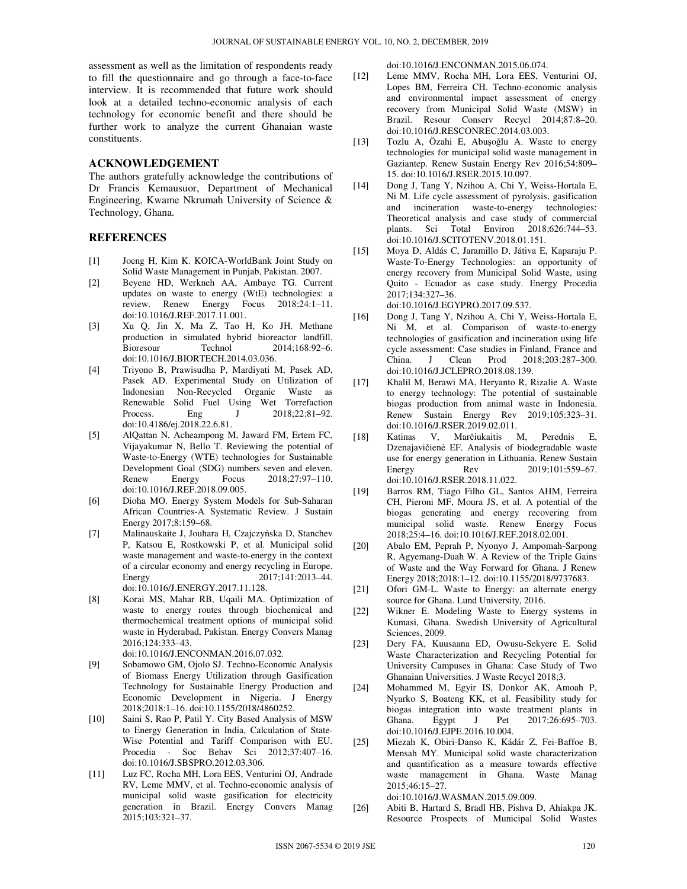assessment as well as the limitation of respondents ready to fill the questionnaire and go through a face-to-face interview. It is recommended that future work should look at a detailed techno-economic analysis of each technology for economic benefit and there should be further work to analyze the current Ghanaian waste constituents.

## ACKNOWLEDGEMENT

The authors gratefully acknowledge the contributions of Dr Francis Kemausuor, Department of Mechanical Engineering, Kwame Nkrumah University of Science & Technology, Ghana.

## REFERENCES

[1] Joeng H, Kim K. KOICA-WorldBank Joint Study on Solid Waste Management in Punjab, Pakistan. 2007.

[2] Beyene HD, Werkneh AA, Ambaye TG. Current updates on waste to energy (WtE) technologies: a review. Renew Energy Focus 2018;24:1–11. doi:10.1016/J.REF.2017.11.001.

[3] Xu Q, Jin X, Ma Z, Tao H, Ko JH. Methane production in simulated hybrid bioreactor landfill. Bioresour Technol 2014;168:92–6. doi:10.1016/J.BIORTECH.2014.03.036.

[4] Triyono B, Prawisudha P, Mardiyati M, Pasek AD, Pasek AD. Experimental Study on Utilization of Indonesian Non-Recycled Organic Waste as Renewable Solid Fuel Using Wet Torrefaction Process. Eng J 2018;22:81–92. doi:10.4186/ej.2018.22.6.81.

[5] AlQattan N, Acheampong M, Jaward FM, Ertem FC, Vijayakumar N, Bello T. Reviewing the potential of Waste-to-Energy (WTE) technologies for Sustainable Development Goal (SDG) numbers seven and eleven. Renew Energy Focus 2018;27:97–110. doi:10.1016/J.REF.2018.09.005.

[6] Dioha MO. Energy System Models for Sub-Saharan African Countries-A Systematic Review. J Sustain Energy 2017;8:159–68.

[7] Malinauskaite J, Jouhara H, Czajczyńska D, Stanchev P, Katsou E, Rostkowski P, et al. Municipal solid waste management and waste-to-energy in the context of a circular economy and energy recycling in Europe. Energy 2017;141:2013–44. doi:10.1016/J.ENERGY.2017.11.128.

[8] Korai MS, Mahar RB, Uqaili MA. Optimization of waste to energy routes through biochemical and thermochemical treatment options of municipal solid waste in Hyderabad, Pakistan. Energy Convers Manag 2016;124:333–43. doi:10.1016/J.ENCONMAN.2016.07.032.

[9] Sobamowo GM, Ojolo SJ. Techno-Economic Analysis of Biomass Energy Utilization through Gasification Technology for Sustainable Energy Production and Economic Development in Nigeria. J Energy 2018;2018:1–16. doi:10.1155/2018/4860252.

[10] Saini S, Rao P, Patil Y. City Based Analysis of MSW to Energy Generation in India, Calculation of State-Wise Potential and Tariff Comparison with EU. Procedia - Soc Behav Sci 2012;37:407–16. doi:10.1016/J.SBSPRO.2012.03.306.

[11] Luz FC, Rocha MH, Lora EES, Venturini OJ, Andrade RV, Leme MMV, et al. Techno-economic analysis of municipal solid waste gasification for electricity generation in Brazil. Energy Convers Manag 2015;103:321–37. doi:10.1016/J.ENCONMAN.2015.06.074.

[12] Leme MMV, Rocha MH, Lora EES, Venturini OJ, Lopes BM, Ferreira CH. Techno-economic analysis and environmental impact assessment of energy recovery from Municipal Solid Waste (MSW) in Brazil. Resour Conserv Recycl 2014;87:8–20. doi:10.1016/J.RESCONREC.2014.03.003.

[13] Tozlu A, Özahi E, Abuşoğlu A. Waste to energy technologies for municipal solid waste management in Gaziantep. Renew Sustain Energy Rev 2016;54:809–15. doi:10.1016/J.RSER.2015.10.097.

[14] Dong J, Tang Y, Nzihou A, Chi Y, Weiss-Hortala E, Ni M. Life cycle assessment of pyrolysis, gasification and incineration waste-to-energy technologies: Theoretical analysis and case study of commercial plants. Sci Total Environ 2018;626:744–53. doi:10.1016/J.SCITOTENV.2018.01.151.

[15] Moya D, Aldás C, Jaramillo D, Játiva E, Kaparaju P. Waste-To-Energy Technologies: an opportunity of energy recovery from Municipal Solid Waste, using Quito - Ecuador as case study. Energy Procedia 2017;134:327–36. doi:10.1016/J.EGYPRO.2017.09.537.

[16] Dong J, Tang Y, Nzihou A, Chi Y, Weiss-Hortala E, Ni M, et al. Comparison of waste-to-energy technologies of gasification and incineration using life cycle assessment: Case studies in Finland, France and China. J Clean Prod 2018;203:287–300. doi:10.1016/J.JCLEPRO.2018.08.139.

[17] Khalil M, Berawi MA, Heryanto R, Rizalie A. Waste to energy technology: The potential of sustainable biogas production from animal waste in Indonesia. Renew Sustain Energy Rev 2019;105:323–31. doi:10.1016/J.RSER.2019.02.011.

[18] Katinas V, Marčiukaitis M, Perednis E, Dzenajavičienė EF. Analysis of biodegradable waste use for energy generation in Lithuania. Renew Sustain Energy Rev 2019;101:559–67. doi:10.1016/J.RSER.2018.11.022.

[19] Barros RM, Tiago Filho GL, Santos AHM, Ferreira CH, Pieroni MF, Moura JS, et al. A potential of the biogas generating and energy recovering from municipal solid waste. Renew Energy Focus 2018;25:4–16. doi:10.1016/J.REF.2018.02.001.

[20] Abalo EM, Peprah P, Nyonyo J, Ampomah-Sarpong R, Agyemang-Duah W. A Review of the Triple Gains of Waste and the Way Forward for Ghana. J Renew Energy 2018;2018:1–12. doi:10.1155/2018/9737683.

[21] Ofori GM-L. Waste to Energy: an alternate energy source for Ghana. Lund University, 2016.

[22] Wikner E. Modeling Waste to Energy systems in Kumasi, Ghana. Swedish University of Agricultural Sciences, 2009.

[23] Dery FA, Kuusaana ED, Owusu-Sekyere E. Solid Waste Characterization and Recycling Potential for University Campuses in Ghana: Case Study of Two Ghanaian Universities. J Waste Recycl 2018;3.

[24] Mohammed M, Egyir IS, Donkor AK, Amoah P, Nyarko S, Boateng KK, et al. Feasibility study for biogas integration into waste treatment plants in Ghana. Egypt J Pet 2017;26:695–703. doi:10.1016/J.EJPE.2016.10.004.

[25] Miezah K, Obiri-Danso K, Kádár Z, Fei-Baffoe B, Mensah MY. Municipal solid waste characterization and quantification as a measure towards effective waste management in Ghana. Waste Manag 2015;46:15–27. doi:10.1016/J.WASMAN.2015.09.009.

[26] Abiti B, Hartard S, Bradl HB, Pishva D, Ahiakpa JK. Resource Prospects of Municipal Solid Wastes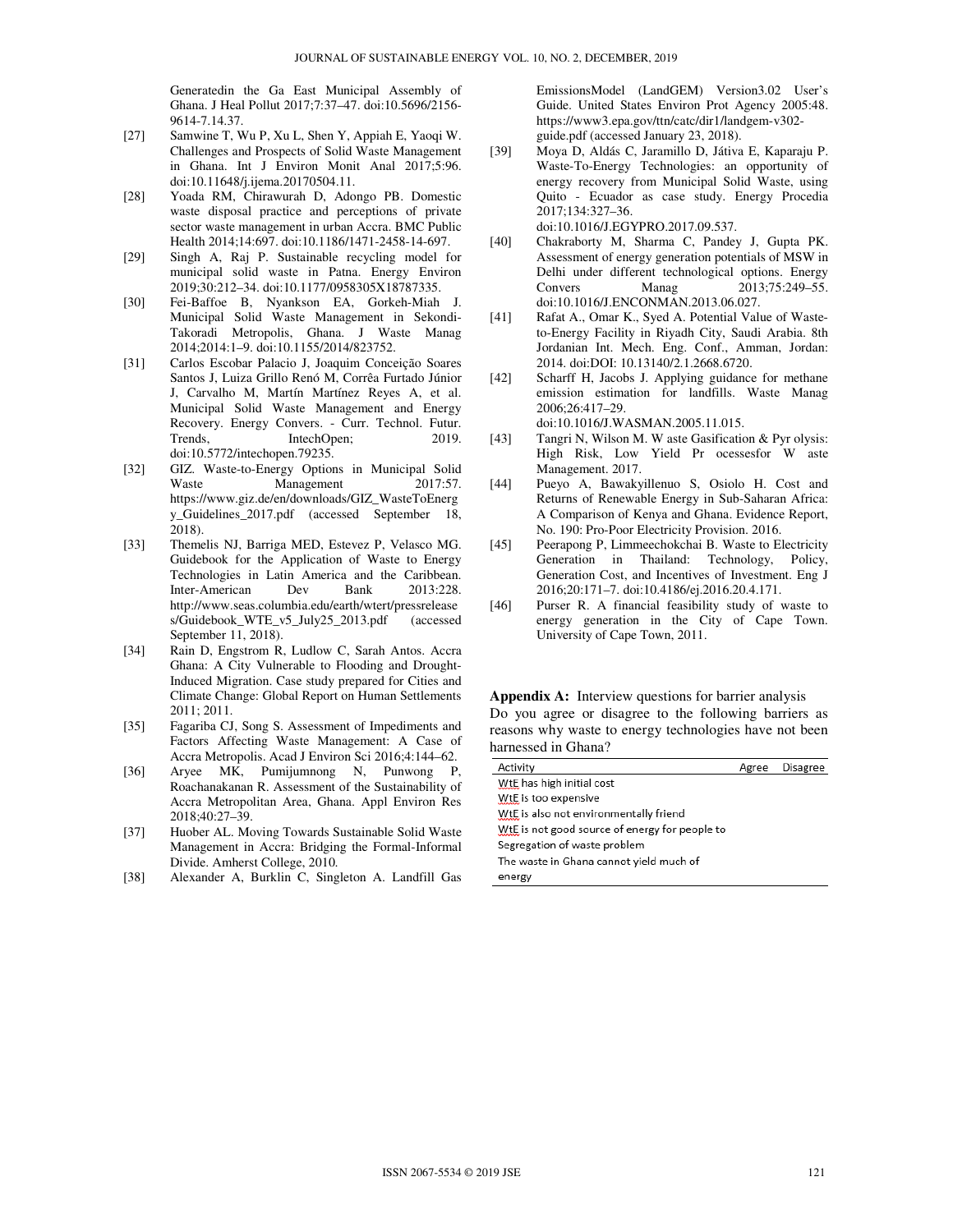Generatedin the Ga East Municipal Assembly of Ghana. J Heal Pollut 2017;7:37–47. doi:10.5696/2156-9614-7.14.37.

[27] Samwine T, Wu P, Xu L, Shen Y, Appiah E, Yaoqi W. Challenges and Prospects of Solid Waste Management in Ghana. Int J Environ Monit Anal 2017;5:96. doi:10.11648/j.ijema.20170504.11.

[28] Yoada RM, Chirawurah D, Adongo PB. Domestic waste disposal practice and perceptions of private sector waste management in urban Accra. BMC Public Health 2014;14:697. doi:10.1186/1471-2458-14-697.

[29] Singh A, Raj P. Sustainable recycling model for municipal solid waste in Patna. Energy Environ 2019;30:212–34. doi:10.1177/0958305X18787335.

[30] Fei-Baffoe B, Nyankson EA, Gorkeh-Miah J. Municipal Solid Waste Management in Sekondi-Takoradi Metropolis, Ghana. J Waste Manag 2014;2014:1–9. doi:10.1155/2014/823752.

[31] Carlos Escobar Palacio J, Joaquim Conceição Soares Santos J, Luiza Grillo Renó M, Corrêa Furtado Júnior J, Carvalho M, Martín Martínez Reyes A, et al. Municipal Solid Waste Management and Energy Recovery. Energy Convers. - Curr. Technol. Futur. Trends, IntechOpen; 2019. doi:10.5772/intechopen.79235.

[32] GIZ. Waste-to-Energy Options in Municipal Solid Waste Management 2017:57. https://www.giz.de/en/downloads/GIZ_WasteToEnergy_Guidelines_2017.pdf (accessed September 18, 2018).

[33] Themelis NJ, Barriga MED, Estevez P, Velasco MG. Guidebook for the Application of Waste to Energy Technologies in Latin America and the Caribbean. Inter-American Dev Bank 2013:228. http://www.seas.columbia.edu/earth/wtert/pressreleases/Guidebook_WTE_v5_July25_2013.pdf (accessed September 11, 2018).

[34] Rain D, Engstrom R, Ludlow C, Sarah Antos. Accra Ghana: A City Vulnerable to Flooding and Drought-Induced Migration. Case study prepared for Cities and Climate Change: Global Report on Human Settlements 2011; 2011.

[35] Fagariba CJ, Song S. Assessment of Impediments and Factors Affecting Waste Management: A Case of Accra Metropolis. Acad J Environ Sci 2016;4:144–62.

[36] Aryee MK, Pumijumnong N, Punwong P, Roachanakanan R. Assessment of the Sustainability of Accra Metropolitan Area, Ghana. Appl Environ Res 2018;40:27–39.

[37] Huober AL. Moving Towards Sustainable Solid Waste Management in Accra: Bridging the Formal-Informal Divide. Amherst College, 2010.

[38] Alexander A, Burklin C, Singleton A. Landfill Gas EmissionsModel (LandGEM) Version3.02 User's Guide. United States Environ Prot Agency 2005:48. https://www3.epa.gov/ttn/catc/dir1/landgem-v302-guide.pdf (accessed January 23, 2018).

[39] Moya D, Aldás C, Jaramillo D, Játiva E, Kaparaju P. Waste-To-Energy Technologies: an opportunity of energy recovery from Municipal Solid Waste, using Quito - Ecuador as case study. Energy Procedia 2017;134:327–36. doi:10.1016/J.EGYPRO.2017.09.537.

[40] Chakraborty M, Sharma C, Pandey J, Gupta PK. Assessment of energy generation potentials of MSW in Delhi under different technological options. Energy Convers Manag 2013;75:249–55. doi:10.1016/J.ENCONMAN.2013.06.027.

[41] Rafat A., Omar K., Syed A. Potential Value of Waste-to-Energy Facility in Riyadh City, Saudi Arabia. 8th Jordanian Int. Mech. Eng. Conf., Amman, Jordan: 2014. doi:DOI: 10.13140/2.1.2668.6720.

[42] Scharff H, Jacobs J. Applying guidance for methane emission estimation for landfills. Waste Manag 2006;26:417–29. doi:10.1016/J.WASMAN.2005.11.015.

[43] Tangri N, Wilson M. W aste Gasification & Pyr olysis: High Risk, Low Yield Pr ocessesfor W aste Management. 2017.

[44] Pueyo A, Bawakyillenuo S, Osiolo H. Cost and Returns of Renewable Energy in Sub-Saharan Africa: A Comparison of Kenya and Ghana. Evidence Report, No. 190: Pro-Poor Electricity Provision. 2016.

[45] Peerapong P, Limmeechokchai B. Waste to Electricity Generation in Thailand: Technology, Policy, Generation Cost, and Incentives of Investment. Eng J 2016;20:171–7. doi:10.4186/ej.2016.20.4.171.

[46] Purser R. A financial feasibility study of waste to energy generation in the City of Cape Town. University of Cape Town, 2011.

**Appendix A:** Interview questions for barrier analysis

Do you agree or disagree to the following barriers as reasons why waste to energy technologies have not been harnessed in Ghana?

| Activity | Agree | Disagree |
|---|---|---|
| WtE has high initial cost | | |
| WtE is too expensive | | |
| WtE is also not environmentally friend | | |
| WtE is not good source of energy for people to | | |
| Segregation of waste problem | | |
| The waste in Ghana cannot yield much of energy | | |